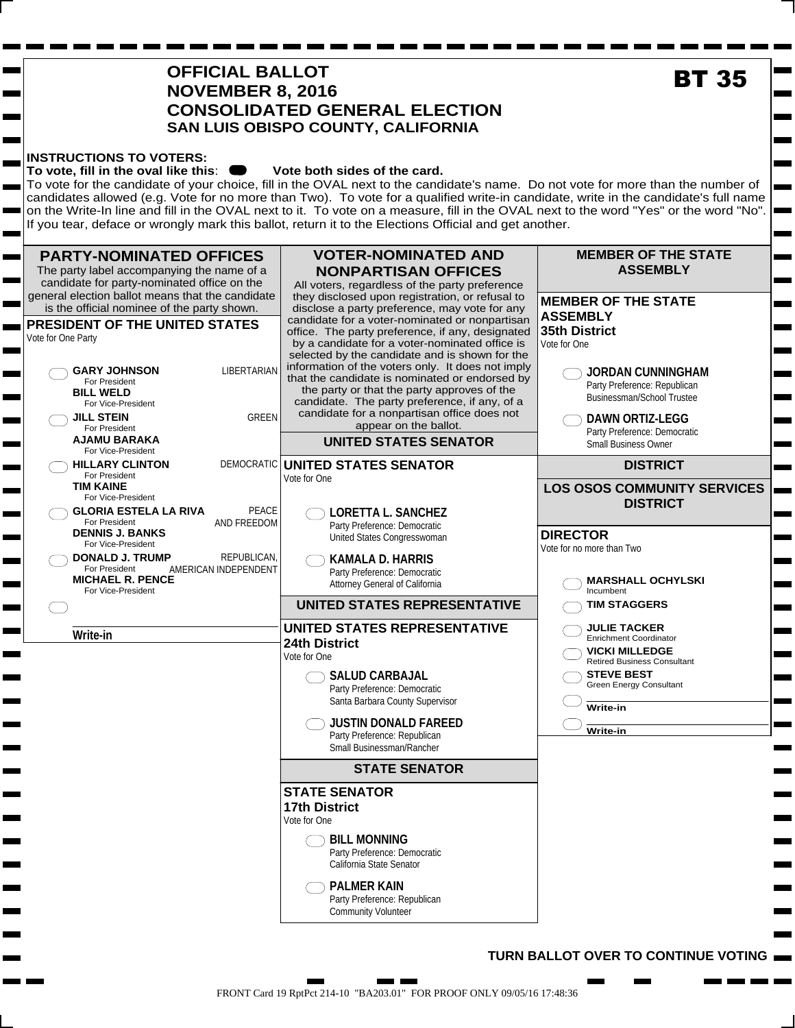# OFFICIAL BALLOT
# NOVEMBER 8, 2016
# CONSOLIDATED GENERAL ELECTION
## SAN LUIS OBISPO COUNTY, CALIFORNIA

**BT 35**

**INSTRUCTIONS TO VOTERS:**
**To vote, fill in the oval like this:** ⬬ **Vote both sides of the card.**
To vote for the candidate of your choice, fill in the OVAL next to the candidate's name. Do not vote for more than the number of candidates allowed (e.g. Vote for no more than Two). To vote for a qualified write-in candidate, write in the candidate's full name on the Write-In line and fill in the OVAL next to it. To vote on a measure, fill in the OVAL next to the word "Yes" or the word "No". If you tear, deface or wrongly mark this ballot, return it to the Elections Official and get another.

## PARTY-NOMINATED OFFICES

The party label accompanying the name of a candidate for party-nominated office on the general election ballot means that the candidate is the official nominee of the party shown.

### PRESIDENT OF THE UNITED STATES
Vote for One Party

- ⬭ **GARY JOHNSON** For President / **BILL WELD** For Vice-President — LIBERTARIAN
- ⬭ **JILL STEIN** For President / **AJAMU BARAKA** For Vice-President — GREEN
- ⬭ **HILLARY CLINTON** For President / **TIM KAINE** For Vice-President — DEMOCRATIC
- ⬭ **GLORIA ESTELA LA RIVA** For President / **DENNIS J. BANKS** For Vice-President — PEACE AND FREEDOM
- ⬭ **DONALD J. TRUMP** For President / **MICHAEL R. PENCE** For Vice-President — REPUBLICAN, AMERICAN INDEPENDENT
- ⬭ ______________ **Write-in**

## VOTER-NOMINATED AND NONPARTISAN OFFICES

All voters, regardless of the party preference they disclosed upon registration, or refusal to disclose a party preference, may vote for any candidate for a voter-nominated or nonpartisan office. The party preference, if any, designated by a candidate for a voter-nominated office is selected by the candidate and is shown for the information of the voters only. It does not imply that the candidate is nominated or endorsed by the party or that the party approves of the candidate. The party preference, if any, of a candidate for a nonpartisan office does not appear on the ballot.

## UNITED STATES SENATOR

### UNITED STATES SENATOR
Vote for One

- ⬭ **LORETTA L. SANCHEZ**
  Party Preference: Democratic
  United States Congresswoman
- ⬭ **KAMALA D. HARRIS**
  Party Preference: Democratic
  Attorney General of California

## UNITED STATES REPRESENTATIVE

### UNITED STATES REPRESENTATIVE 24th District
Vote for One

- ⬭ **SALUD CARBAJAL**
  Party Preference: Democratic
  Santa Barbara County Supervisor
- ⬭ **JUSTIN DONALD FAREED**
  Party Preference: Republican
  Small Businessman/Rancher

## STATE SENATOR

### STATE SENATOR 17th District
Vote for One

- ⬭ **BILL MONNING**
  Party Preference: Democratic
  California State Senator
- ⬭ **PALMER KAIN**
  Party Preference: Republican
  Community Volunteer

## MEMBER OF THE STATE ASSEMBLY

### MEMBER OF THE STATE ASSEMBLY 35th District
Vote for One

- ⬭ **JORDAN CUNNINGHAM**
  Party Preference: Republican
  Businessman/School Trustee
- ⬭ **DAWN ORTIZ-LEGG**
  Party Preference: Democratic
  Small Business Owner

## DISTRICT

## LOS OSOS COMMUNITY SERVICES DISTRICT

### DIRECTOR
Vote for no more than Two

- ⬭ **MARSHALL OCHYLSKI**
  Incumbent
- ⬭ **TIM STAGGERS**
- ⬭ **JULIE TACKER**
  Enrichment Coordinator
- ⬭ **VICKI MILLEDGE**
  Retired Business Consultant
- ⬭ **STEVE BEST**
  Green Energy Consultant
- ⬭ ______________ **Write-in**
- ⬭ ______________ **Write-in**

**TURN BALLOT OVER TO CONTINUE VOTING**

FRONT Card 19 RptPct 214-10 "BA203.01" FOR PROOF ONLY 09/05/16 17:48:36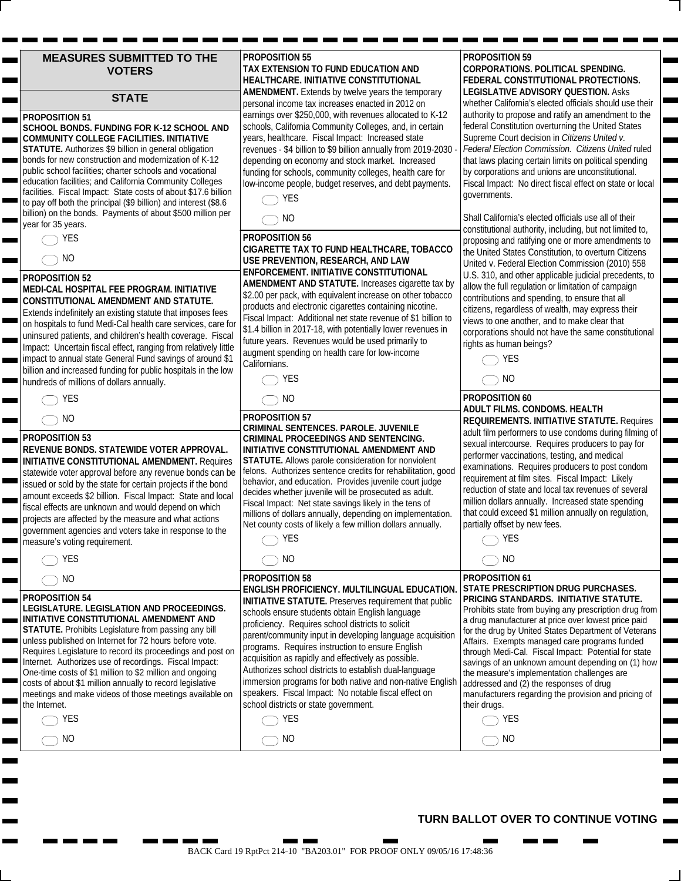# MEASURES SUBMITTED TO THE VOTERS

## STATE

**PROPOSITION 51**
**SCHOOL BONDS. FUNDING FOR K-12 SCHOOL AND COMMUNITY COLLEGE FACILITIES. INITIATIVE STATUTE.** Authorizes $9 billion in general obligation bonds for new construction and modernization of K-12 public school facilities; charter schools and vocational education facilities; and California Community Colleges facilities. Fiscal Impact: State costs of about $17.6 billion to pay off both the principal ($9 billion) and interest ($8.6 billion) on the bonds. Payments of about $500 million per year for 35 years.

◯ YES

◯ NO

**PROPOSITION 52**
**MEDI-CAL HOSPITAL FEE PROGRAM. INITIATIVE CONSTITUTIONAL AMENDMENT AND STATUTE.** Extends indefinitely an existing statute that imposes fees on hospitals to fund Medi-Cal health care services, care for uninsured patients, and children's health coverage. Fiscal Impact: Uncertain fiscal effect, ranging from relatively little impact to annual state General Fund savings of around $1 billion and increased funding for public hospitals in the low hundreds of millions of dollars annually.

◯ YES

◯ NO

**PROPOSITION 53**
**REVENUE BONDS. STATEWIDE VOTER APPROVAL. INITIATIVE CONSTITUTIONAL AMENDMENT.** Requires statewide voter approval before any revenue bonds can be issued or sold by the state for certain projects if the bond amount exceeds $2 billion. Fiscal Impact: State and local fiscal effects are unknown and would depend on which projects are affected by the measure and what actions government agencies and voters take in response to the measure's voting requirement.

◯ YES

◯ NO

**PROPOSITION 54**
**LEGISLATURE. LEGISLATION AND PROCEEDINGS. INITIATIVE CONSTITUTIONAL AMENDMENT AND STATUTE.** Prohibits Legislature from passing any bill unless published on Internet for 72 hours before vote. Requires Legislature to record its proceedings and post on Internet. Authorizes use of recordings. Fiscal Impact: One-time costs of $1 million to $2 million and ongoing costs of about $1 million annually to record legislative meetings and make videos of those meetings available on the Internet.

◯ YES

◯ NO

**PROPOSITION 55**
**TAX EXTENSION TO FUND EDUCATION AND HEALTHCARE. INITIATIVE CONSTITUTIONAL AMENDMENT.** Extends by twelve years the temporary personal income tax increases enacted in 2012 on earnings over $250,000, with revenues allocated to K-12 schools, California Community Colleges, and, in certain years, healthcare. Fiscal Impact: Increased state revenues - $4 billion to $9 billion annually from 2019-2030 - depending on economy and stock market. Increased funding for schools, community colleges, health care for low-income people, budget reserves, and debt payments.

◯ YES

◯ NO

**PROPOSITION 56**
**CIGARETTE TAX TO FUND HEALTHCARE, TOBACCO USE PREVENTION, RESEARCH, AND LAW ENFORCEMENT. INITIATIVE CONSTITUTIONAL AMENDMENT AND STATUTE.** Increases cigarette tax by $2.00 per pack, with equivalent increase on other tobacco products and electronic cigarettes containing nicotine. Fiscal Impact: Additional net state revenue of $1 billion to $1.4 billion in 2017-18, with potentially lower revenues in future years. Revenues would be used primarily to augment spending on health care for low-income Californians.

◯ YES

◯ NO

**PROPOSITION 57**
**CRIMINAL SENTENCES. PAROLE. JUVENILE CRIMINAL PROCEEDINGS AND SENTENCING. INITIATIVE CONSTITUTIONAL AMENDMENT AND STATUTE.** Allows parole consideration for nonviolent felons. Authorizes sentence credits for rehabilitation, good behavior, and education. Provides juvenile court judge decides whether juvenile will be prosecuted as adult. Fiscal Impact: Net state savings likely in the tens of millions of dollars annually, depending on implementation. Net county costs of likely a few million dollars annually.

◯ YES

◯ NO

**PROPOSITION 58**
**ENGLISH PROFICIENCY. MULTILINGUAL EDUCATION. INITIATIVE STATUTE.** Preserves requirement that public schools ensure students obtain English language proficiency. Requires school districts to solicit parent/community input in developing language acquisition programs. Requires instruction to ensure English acquisition as rapidly and effectively as possible. Authorizes school districts to establish dual-language immersion programs for both native and non-native English speakers. Fiscal Impact: No notable fiscal effect on school districts or state government.

◯ YES

◯ NO

**PROPOSITION 59**
**CORPORATIONS. POLITICAL SPENDING. FEDERAL CONSTITUTIONAL PROTECTIONS. LEGISLATIVE ADVISORY QUESTION.** Asks whether California's elected officials should use their authority to propose and ratify an amendment to the federal Constitution overturning the United States Supreme Court decision in *Citizens United v. Federal Election Commission*. *Citizens United* ruled that laws placing certain limits on political spending by corporations and unions are unconstitutional. Fiscal Impact: No direct fiscal effect on state or local governments.

Shall California's elected officials use all of their constitutional authority, including, but not limited to, proposing and ratifying one or more amendments to the United States Constitution, to overturn Citizens United v. Federal Election Commission (2010) 558 U.S. 310, and other applicable judicial precedents, to allow the full regulation or limitation of campaign contributions and spending, to ensure that all citizens, regardless of wealth, may express their views to one another, and to make clear that corporations should not have the same constitutional rights as human beings?

◯ YES

◯ NO

**PROPOSITION 60**
**ADULT FILMS. CONDOMS. HEALTH REQUIREMENTS. INITIATIVE STATUTE.** Requires adult film performers to use condoms during filming of sexual intercourse. Requires producers to pay for performer vaccinations, testing, and medical examinations. Requires producers to post condom requirement at film sites. Fiscal Impact: Likely reduction of state and local tax revenues of several million dollars annually. Increased state spending that could exceed $1 million annually on regulation, partially offset by new fees.

◯ YES

◯ NO

**PROPOSITION 61**
**STATE PRESCRIPTION DRUG PURCHASES. PRICING STANDARDS. INITIATIVE STATUTE.** Prohibits state from buying any prescription drug from a drug manufacturer at price over lowest price paid for the drug by United States Department of Veterans Affairs. Exempts managed care programs funded through Medi-Cal. Fiscal Impact: Potential for state savings of an unknown amount depending on (1) how the measure's implementation challenges are addressed and (2) the responses of drug manufacturers regarding the provision and pricing of their drugs.

◯ YES

◯ NO

**TURN BALLOT OVER TO CONTINUE VOTING**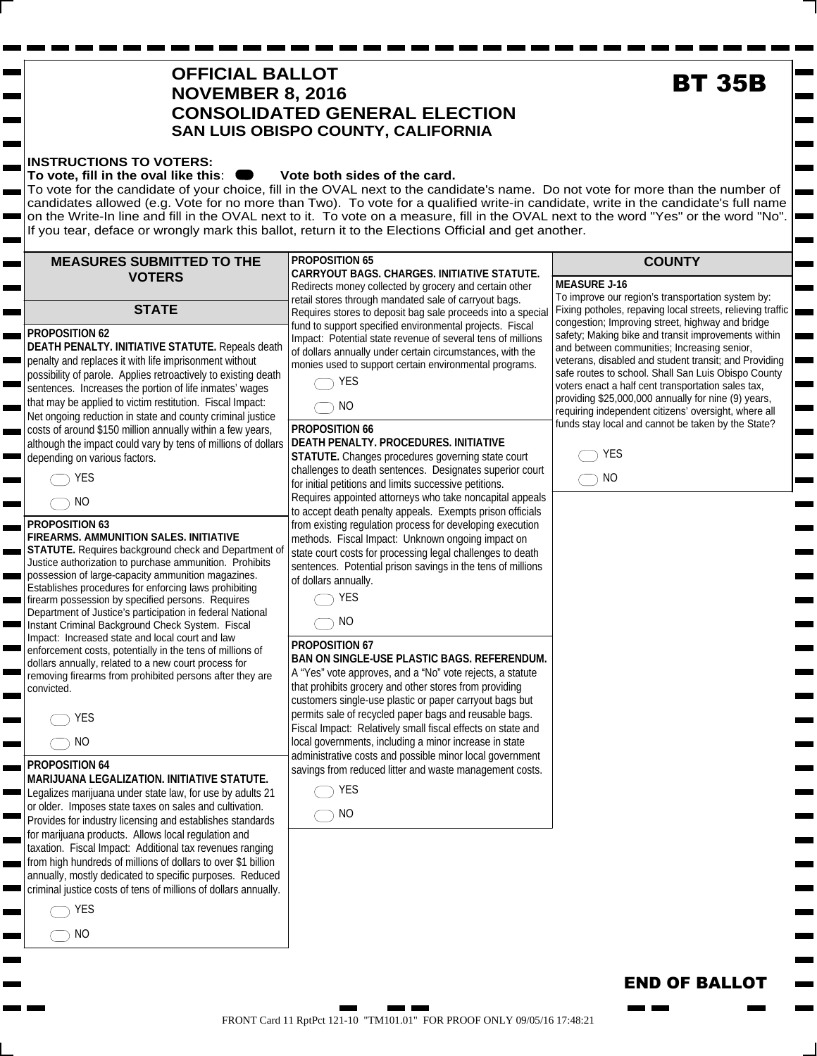# OFFICIAL BALLOT
# NOVEMBER 8, 2016
# CONSOLIDATED GENERAL ELECTION
## SAN LUIS OBISPO COUNTY, CALIFORNIA

**BT 35B**

**INSTRUCTIONS TO VOTERS:**
**To vote, fill in the oval like this:** ⬬ **Vote both sides of the card.**
To vote for the candidate of your choice, fill in the OVAL next to the candidate's name. Do not vote for more than the number of candidates allowed (e.g. Vote for no more than Two). To vote for a qualified write-in candidate, write in the candidate's full name on the Write-In line and fill in the OVAL next to it. To vote on a measure, fill in the OVAL next to the word "Yes" or the word "No". If you tear, deface or wrongly mark this ballot, return it to the Elections Official and get another.

## MEASURES SUBMITTED TO THE VOTERS

### STATE

**PROPOSITION 62**
**DEATH PENALTY. INITIATIVE STATUTE.** Repeals death penalty and replaces it with life imprisonment without possibility of parole. Applies retroactively to existing death sentences. Increases the portion of life inmates' wages that may be applied to victim restitution. Fiscal Impact: Net ongoing reduction in state and county criminal justice costs of around $150 million annually within a few years, although the impact could vary by tens of millions of dollars depending on various factors.

- ⬭ YES
- ⬭ NO

**PROPOSITION 63**
**FIREARMS. AMMUNITION SALES. INITIATIVE STATUTE.** Requires background check and Department of Justice authorization to purchase ammunition. Prohibits possession of large-capacity ammunition magazines. Establishes procedures for enforcing laws prohibiting firearm possession by specified persons. Requires Department of Justice's participation in federal National Instant Criminal Background Check System. Fiscal Impact: Increased state and local court and law enforcement costs, potentially in the tens of millions of dollars annually, related to a new court process for removing firearms from prohibited persons after they are convicted.

- ⬭ YES
- ⬭ NO

**PROPOSITION 64**
**MARIJUANA LEGALIZATION. INITIATIVE STATUTE.** Legalizes marijuana under state law, for use by adults 21 or older. Imposes state taxes on sales and cultivation. Provides for industry licensing and establishes standards for marijuana products. Allows local regulation and taxation. Fiscal Impact: Additional tax revenues ranging from high hundreds of millions of dollars to over $1 billion annually, mostly dedicated to specific purposes. Reduced criminal justice costs of tens of millions of dollars annually.

- ⬭ YES
- ⬭ NO

**PROPOSITION 65**
**CARRYOUT BAGS. CHARGES. INITIATIVE STATUTE.** Redirects money collected by grocery and certain other retail stores through mandated sale of carryout bags. Requires stores to deposit bag sale proceeds into a special fund to support specified environmental projects. Fiscal Impact: Potential state revenue of several tens of millions of dollars annually under certain circumstances, with the monies used to support certain environmental programs.

- ⬭ YES
- ⬭ NO

**PROPOSITION 66**
**DEATH PENALTY. PROCEDURES. INITIATIVE STATUTE.** Changes procedures governing state court challenges to death sentences. Designates superior court for initial petitions and limits successive petitions. Requires appointed attorneys who take noncapital appeals to accept death penalty appeals. Exempts prison officials from existing regulation process for developing execution methods. Fiscal Impact: Unknown ongoing impact on state court costs for processing legal challenges to death sentences. Potential prison savings in the tens of millions of dollars annually.

- ⬭ YES
- ⬭ NO

**PROPOSITION 67**
**BAN ON SINGLE-USE PLASTIC BAGS. REFERENDUM.** A "Yes" vote approves, and a "No" vote rejects, a statute that prohibits grocery and other stores from providing customers single-use plastic or paper carryout bags but permits sale of recycled paper bags and reusable bags. Fiscal Impact: Relatively small fiscal effects on state and local governments, including a minor increase in state administrative costs and possible minor local government savings from reduced litter and waste management costs.

- ⬭ YES
- ⬭ NO

### COUNTY

**MEASURE J-16**
To improve our region's transportation system by: Fixing potholes, repaving local streets, relieving traffic congestion; Improving street, highway and bridge safety; Making bike and transit improvements within and between communities; Increasing senior, veterans, disabled and student transit; and Providing safe routes to school. Shall San Luis Obispo County voters enact a half cent transportation sales tax, providing $25,000,000 annually for nine (9) years, requiring independent citizens' oversight, where all funds stay local and cannot be taken by the State?

- ⬭ YES
- ⬭ NO

**END OF BALLOT**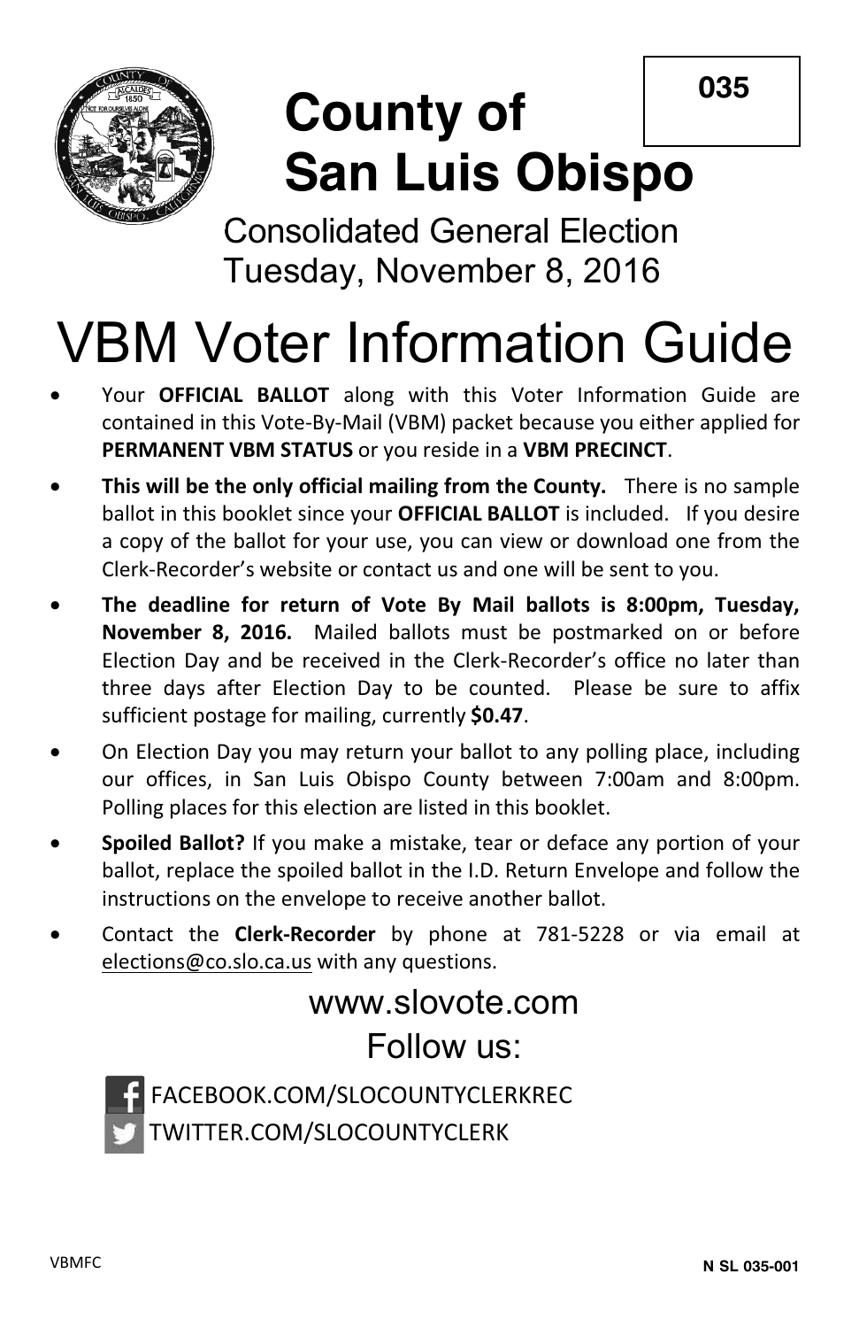035

# County of San Luis Obispo

Consolidated General Election
Tuesday, November 8, 2016

# VBM Voter Information Guide

- Your **OFFICIAL BALLOT** along with this Voter Information Guide are contained in this Vote-By-Mail (VBM) packet because you either applied for **PERMANENT VBM STATUS** or you reside in a **VBM PRECINCT**.
- **This will be the only official mailing from the County.** There is no sample ballot in this booklet since your **OFFICIAL BALLOT** is included. If you desire a copy of the ballot for your use, you can view or download one from the Clerk-Recorder's website or contact us and one will be sent to you.
- **The deadline for return of Vote By Mail ballots is 8:00pm, Tuesday, November 8, 2016.** Mailed ballots must be postmarked on or before Election Day and be received in the Clerk-Recorder's office no later than three days after Election Day to be counted. Please be sure to affix sufficient postage for mailing, currently **$0.47**.
- On Election Day you may return your ballot to any polling place, including our offices, in San Luis Obispo County between 7:00am and 8:00pm. Polling places for this election are listed in this booklet.
- **Spoiled Ballot?** If you make a mistake, tear or deface any portion of your ballot, replace the spoiled ballot in the I.D. Return Envelope and follow the instructions on the envelope to receive another ballot.
- Contact the **Clerk-Recorder** by phone at 781-5228 or via email at elections@co.slo.ca.us with any questions.

www.slovote.com

Follow us:

FACEBOOK.COM/SLOCOUNTYCLERKREC
TWITTER.COM/SLOCOUNTYCLERK

VBMFC

**N SL 035-001**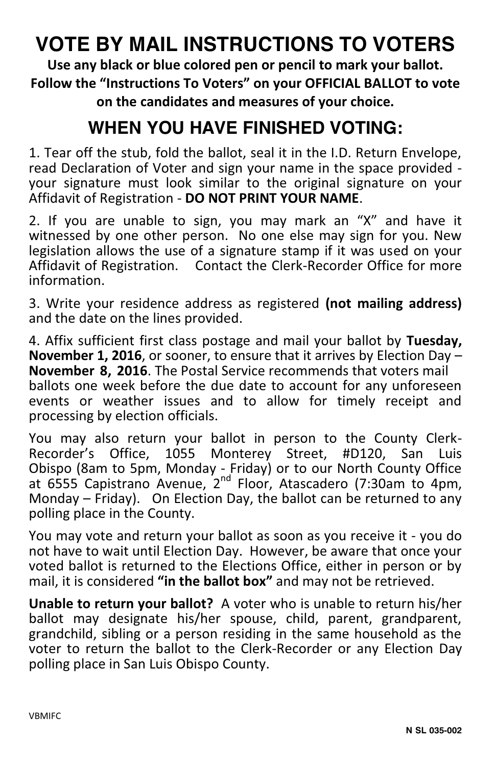# VOTE BY MAIL INSTRUCTIONS TO VOTERS

**Use any black or blue colored pen or pencil to mark your ballot. Follow the "Instructions To Voters" on your OFFICIAL BALLOT to vote on the candidates and measures of your choice.**

## WHEN YOU HAVE FINISHED VOTING:

1. Tear off the stub, fold the ballot, seal it in the I.D. Return Envelope, read Declaration of Voter and sign your name in the space provided - your signature must look similar to the original signature on your Affidavit of Registration - **DO NOT PRINT YOUR NAME**.

2. If you are unable to sign, you may mark an "X" and have it witnessed by one other person. No one else may sign for you. New legislation allows the use of a signature stamp if it was used on your Affidavit of Registration. Contact the Clerk-Recorder Office for more information.

3. Write your residence address as registered **(not mailing address)** and the date on the lines provided.

4. Affix sufficient first class postage and mail your ballot by **Tuesday, November 1, 2016**, or sooner, to ensure that it arrives by Election Day – **November 8, 2016**. The Postal Service recommends that voters mail ballots one week before the due date to account for any unforeseen events or weather issues and to allow for timely receipt and processing by election officials.

You may also return your ballot in person to the County Clerk-Recorder's Office, 1055 Monterey Street, #D120, San Luis Obispo (8am to 5pm, Monday - Friday) or to our North County Office at 6555 Capistrano Avenue, 2nd Floor, Atascadero (7:30am to 4pm, Monday – Friday). On Election Day, the ballot can be returned to any polling place in the County.

You may vote and return your ballot as soon as you receive it - you do not have to wait until Election Day. However, be aware that once your voted ballot is returned to the Elections Office, either in person or by mail, it is considered **"in the ballot box"** and may not be retrieved.

**Unable to return your ballot?** A voter who is unable to return his/her ballot may designate his/her spouse, child, parent, grandparent, grandchild, sibling or a person residing in the same household as the voter to return the ballot to the Clerk-Recorder or any Election Day polling place in San Luis Obispo County.

VBMIFC

N SL 035-002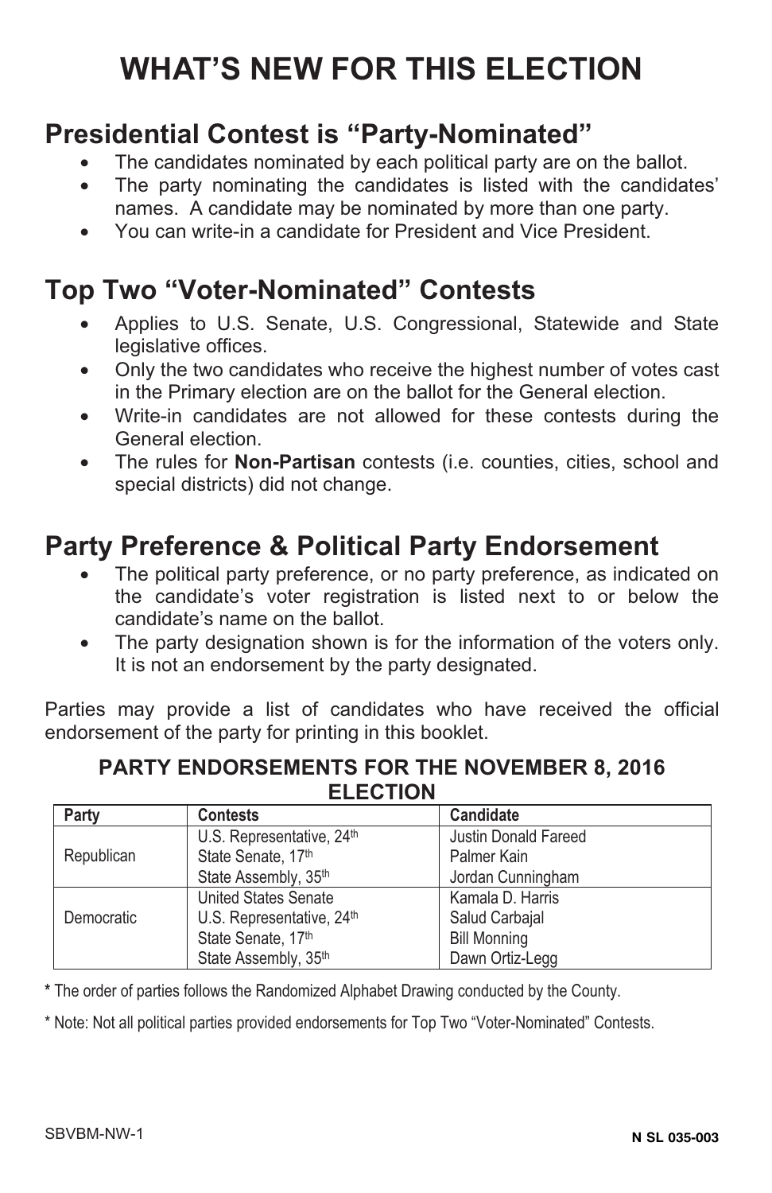# WHAT'S NEW FOR THIS ELECTION

## Presidential Contest is "Party-Nominated"

- The candidates nominated by each political party are on the ballot.
- The party nominating the candidates is listed with the candidates' names. A candidate may be nominated by more than one party.
- You can write-in a candidate for President and Vice President.

## Top Two "Voter-Nominated" Contests

- Applies to U.S. Senate, U.S. Congressional, Statewide and State legislative offices.
- Only the two candidates who receive the highest number of votes cast in the Primary election are on the ballot for the General election.
- Write-in candidates are not allowed for these contests during the General election.
- The rules for **Non-Partisan** contests (i.e. counties, cities, school and special districts) did not change.

## Party Preference & Political Party Endorsement

- The political party preference, or no party preference, as indicated on the candidate's voter registration is listed next to or below the candidate's name on the ballot.
- The party designation shown is for the information of the voters only. It is not an endorsement by the party designated.

Parties may provide a list of candidates who have received the official endorsement of the party for printing in this booklet.

### PARTY ENDORSEMENTS FOR THE NOVEMBER 8, 2016 ELECTION

| Party | Contests | Candidate |
|---|---|---|
| Republican | U.S. Representative, 24th | Justin Donald Fareed |
| | State Senate, 17th | Palmer Kain |
| | State Assembly, 35th | Jordan Cunningham |
| Democratic | United States Senate | Kamala D. Harris |
| | U.S. Representative, 24th | Salud Carbajal |
| | State Senate, 17th | Bill Monning |
| | State Assembly, 35th | Dawn Ortiz-Legg |

**\*** The order of parties follows the Randomized Alphabet Drawing conducted by the County.

\* Note: Not all political parties provided endorsements for Top Two "Voter-Nominated" Contests.

SBVBM-NW-1

**N SL 035-003**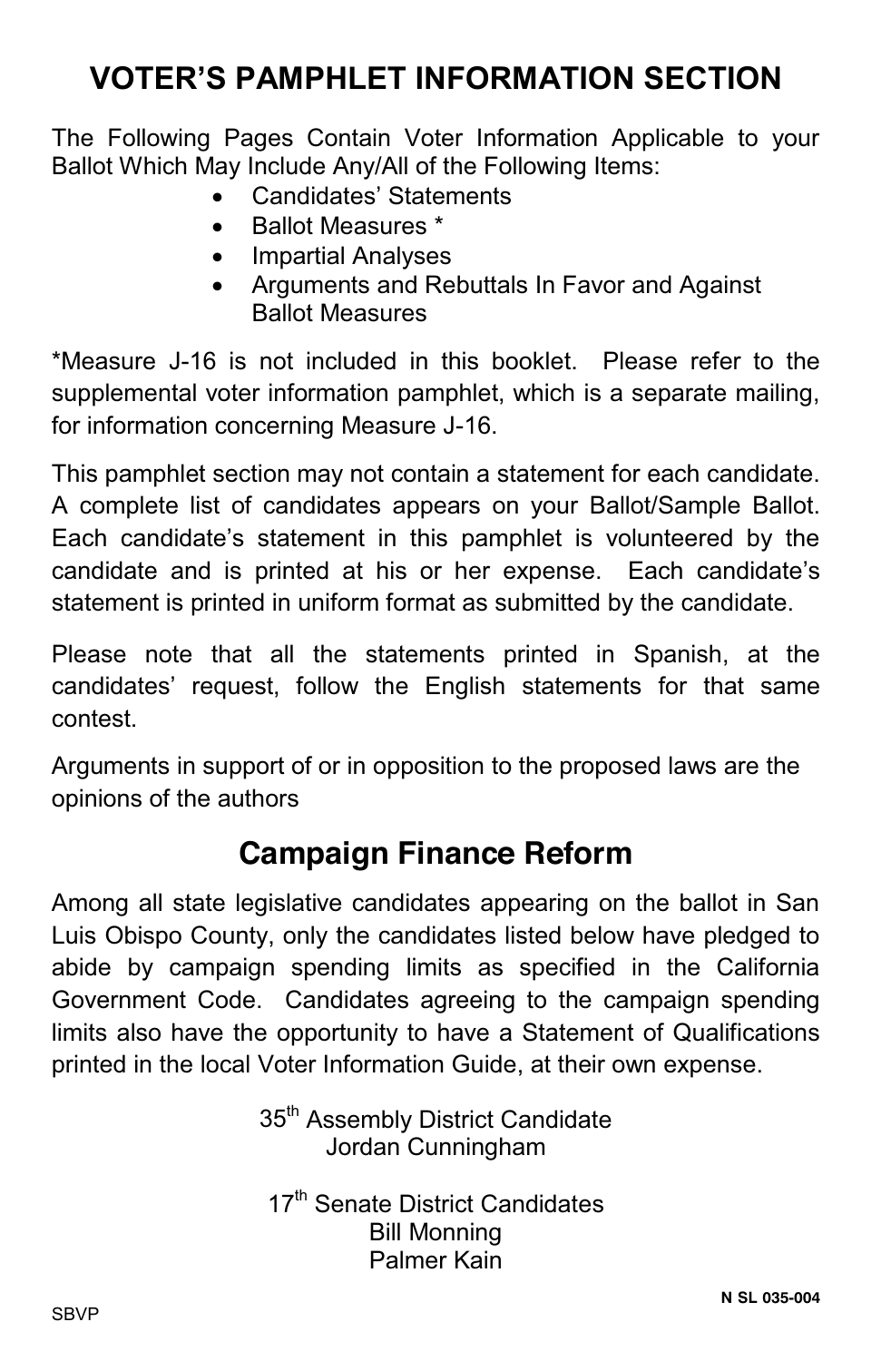# VOTER'S PAMPHLET INFORMATION SECTION

The Following Pages Contain Voter Information Applicable to your Ballot Which May Include Any/All of the Following Items:

- Candidates' Statements
- Ballot Measures *
- Impartial Analyses
- Arguments and Rebuttals In Favor and Against Ballot Measures

*Measure J-16 is not included in this booklet. Please refer to the supplemental voter information pamphlet, which is a separate mailing, for information concerning Measure J-16.

This pamphlet section may not contain a statement for each candidate. A complete list of candidates appears on your Ballot/Sample Ballot. Each candidate's statement in this pamphlet is volunteered by the candidate and is printed at his or her expense. Each candidate's statement is printed in uniform format as submitted by the candidate.

Please note that all the statements printed in Spanish, at the candidates' request, follow the English statements for that same contest.

Arguments in support of or in opposition to the proposed laws are the opinions of the authors

## Campaign Finance Reform

Among all state legislative candidates appearing on the ballot in San Luis Obispo County, only the candidates listed below have pledged to abide by campaign spending limits as specified in the California Government Code. Candidates agreeing to the campaign spending limits also have the opportunity to have a Statement of Qualifications printed in the local Voter Information Guide, at their own expense.

35th Assembly District Candidate
Jordan Cunningham

17th Senate District Candidates
Bill Monning
Palmer Kain

SBVP

N SL 035-004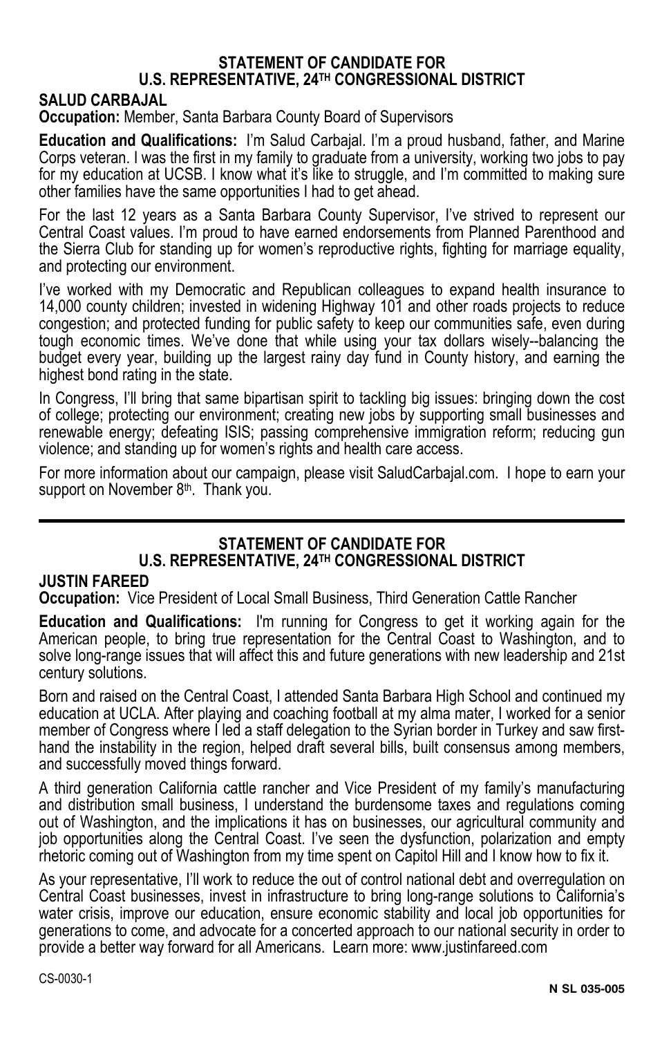## STATEMENT OF CANDIDATE FOR U.S. REPRESENTATIVE, 24TH CONGRESSIONAL DISTRICT

### SALUD CARBAJAL

**Occupation:** Member, Santa Barbara County Board of Supervisors

**Education and Qualifications:** I'm Salud Carbajal. I'm a proud husband, father, and Marine Corps veteran. I was the first in my family to graduate from a university, working two jobs to pay for my education at UCSB. I know what it's like to struggle, and I'm committed to making sure other families have the same opportunities I had to get ahead.

For the last 12 years as a Santa Barbara County Supervisor, I've strived to represent our Central Coast values. I'm proud to have earned endorsements from Planned Parenthood and the Sierra Club for standing up for women's reproductive rights, fighting for marriage equality, and protecting our environment.

I've worked with my Democratic and Republican colleagues to expand health insurance to 14,000 county children; invested in widening Highway 101 and other roads projects to reduce congestion; and protected funding for public safety to keep our communities safe, even during tough economic times. We've done that while using your tax dollars wisely--balancing the budget every year, building up the largest rainy day fund in County history, and earning the highest bond rating in the state.

In Congress, I'll bring that same bipartisan spirit to tackling big issues: bringing down the cost of college; protecting our environment; creating new jobs by supporting small businesses and renewable energy; defeating ISIS; passing comprehensive immigration reform; reducing gun violence; and standing up for women's rights and health care access.

For more information about our campaign, please visit SaludCarbajal.com. I hope to earn your support on November 8th. Thank you.

---

## STATEMENT OF CANDIDATE FOR U.S. REPRESENTATIVE, 24TH CONGRESSIONAL DISTRICT

### JUSTIN FAREED

**Occupation:** Vice President of Local Small Business, Third Generation Cattle Rancher

**Education and Qualifications:** I'm running for Congress to get it working again for the American people, to bring true representation for the Central Coast to Washington, and to solve long-range issues that will affect this and future generations with new leadership and 21st century solutions.

Born and raised on the Central Coast, I attended Santa Barbara High School and continued my education at UCLA. After playing and coaching football at my alma mater, I worked for a senior member of Congress where I led a staff delegation to the Syrian border in Turkey and saw first-hand the instability in the region, helped draft several bills, built consensus among members, and successfully moved things forward.

A third generation California cattle rancher and Vice President of my family's manufacturing and distribution small business, I understand the burdensome taxes and regulations coming out of Washington, and the implications it has on businesses, our agricultural community and job opportunities along the Central Coast. I've seen the dysfunction, polarization and empty rhetoric coming out of Washington from my time spent on Capitol Hill and I know how to fix it.

As your representative, I'll work to reduce the out of control national debt and overregulation on Central Coast businesses, invest in infrastructure to bring long-range solutions to California's water crisis, improve our education, ensure economic stability and local job opportunities for generations to come, and advocate for a concerted approach to our national security in order to provide a better way forward for all Americans. Learn more: www.justinfareed.com

CS-0030-1

N SL 035-005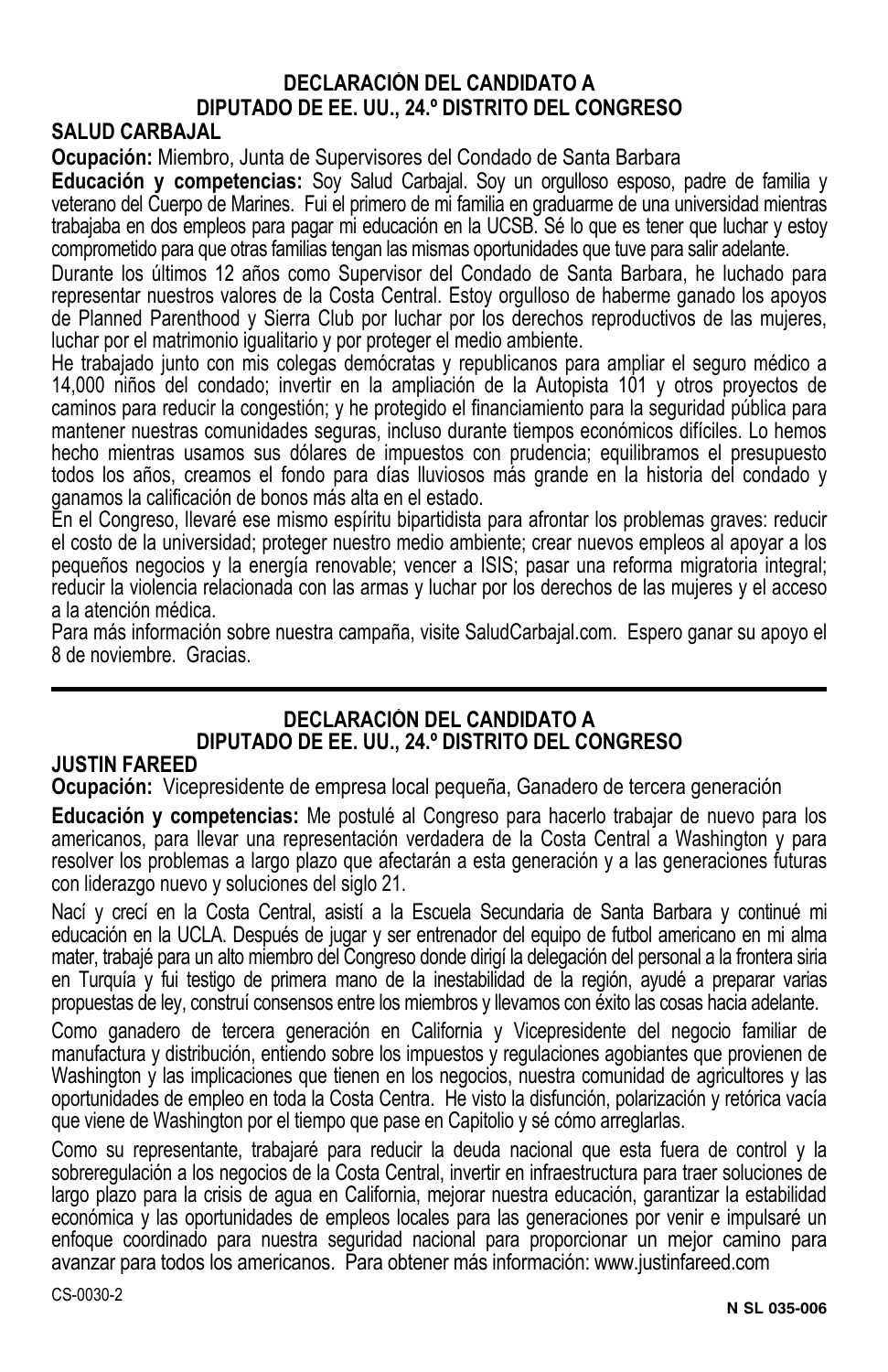## DECLARACIÓN DEL CANDIDATO A DIPUTADO DE EE. UU., 24.º DISTRITO DEL CONGRESO

### SALUD CARBAJAL

**Ocupación:** Miembro, Junta de Supervisores del Condado de Santa Barbara

**Educación y competencias:** Soy Salud Carbajal. Soy un orgulloso esposo, padre de familia y veterano del Cuerpo de Marines. Fui el primero de mi familia en graduarme de una universidad mientras trabajaba en dos empleos para pagar mi educación en la UCSB. Sé lo que es tener que luchar y estoy comprometido para que otras familias tengan las mismas oportunidades que tuve para salir adelante.

Durante los últimos 12 años como Supervisor del Condado de Santa Barbara, he luchado para representar nuestros valores de la Costa Central. Estoy orgulloso de haberme ganado los apoyos de Planned Parenthood y Sierra Club por luchar por los derechos reproductivos de las mujeres, luchar por el matrimonio igualitario y por proteger el medio ambiente.

He trabajado junto con mis colegas demócratas y republicanos para ampliar el seguro médico a 14,000 niños del condado; invertir en la ampliación de la Autopista 101 y otros proyectos de caminos para reducir la congestión; y he protegido el financiamiento para la seguridad pública para mantener nuestras comunidades seguras, incluso durante tiempos económicos difíciles. Lo hemos hecho mientras usamos sus dólares de impuestos con prudencia; equilibramos el presupuesto todos los años, creamos el fondo para días lluviosos más grande en la historia del condado y ganamos la calificación de bonos más alta en el estado.

En el Congreso, llevaré ese mismo espíritu bipartidista para afrontar los problemas graves: reducir el costo de la universidad; proteger nuestro medio ambiente; crear nuevos empleos al apoyar a los pequeños negocios y la energía renovable; vencer a ISIS; pasar una reforma migratoria integral; reducir la violencia relacionada con las armas y luchar por los derechos de las mujeres y el acceso a la atención médica.

Para más información sobre nuestra campaña, visite SaludCarbajal.com. Espero ganar su apoyo el 8 de noviembre. Gracias.

---

## DECLARACIÓN DEL CANDIDATO A DIPUTADO DE EE. UU., 24.º DISTRITO DEL CONGRESO

### JUSTIN FAREED

**Ocupación:** Vicepresidente de empresa local pequeña, Ganadero de tercera generación

**Educación y competencias:** Me postulé al Congreso para hacerlo trabajar de nuevo para los americanos, para llevar una representación verdadera de la Costa Central a Washington y para resolver los problemas a largo plazo que afectarán a esta generación y a las generaciones futuras con liderazgo nuevo y soluciones del siglo 21.

Nací y crecí en la Costa Central, asistí a la Escuela Secundaria de Santa Barbara y continué mi educación en la UCLA. Después de jugar y ser entrenador del equipo de futbol americano en mi alma mater, trabajé para un alto miembro del Congreso donde dirigí la delegación del personal a la frontera siria en Turquía y fui testigo de primera mano de la inestabilidad de la región, ayudé a preparar varias propuestas de ley, construí consensos entre los miembros y llevamos con éxito las cosas hacia adelante.

Como ganadero de tercera generación en California y Vicepresidente del negocio familiar de manufactura y distribución, entiendo sobre los impuestos y regulaciones agobiantes que provienen de Washington y las implicaciones que tienen en los negocios, nuestra comunidad de agricultores y las oportunidades de empleo en toda la Costa Centra. He visto la disfunción, polarización y retórica vacía que viene de Washington por el tiempo que pase en Capitolio y sé cómo arreglarlas.

Como su representante, trabajaré para reducir la deuda nacional que esta fuera de control y la sobreregulación a los negocios de la Costa Central, invertir en infraestructura para traer soluciones de largo plazo para la crisis de agua en California, mejorar nuestra educación, garantizar la estabilidad económica y las oportunidades de empleos locales para las generaciones por venir e impulsaré un enfoque coordinado para nuestra seguridad nacional para proporcionar un mejor camino para avanzar para todos los americanos. Para obtener más información: www.justinfareed.com

CS-0030-2

N SL 035-006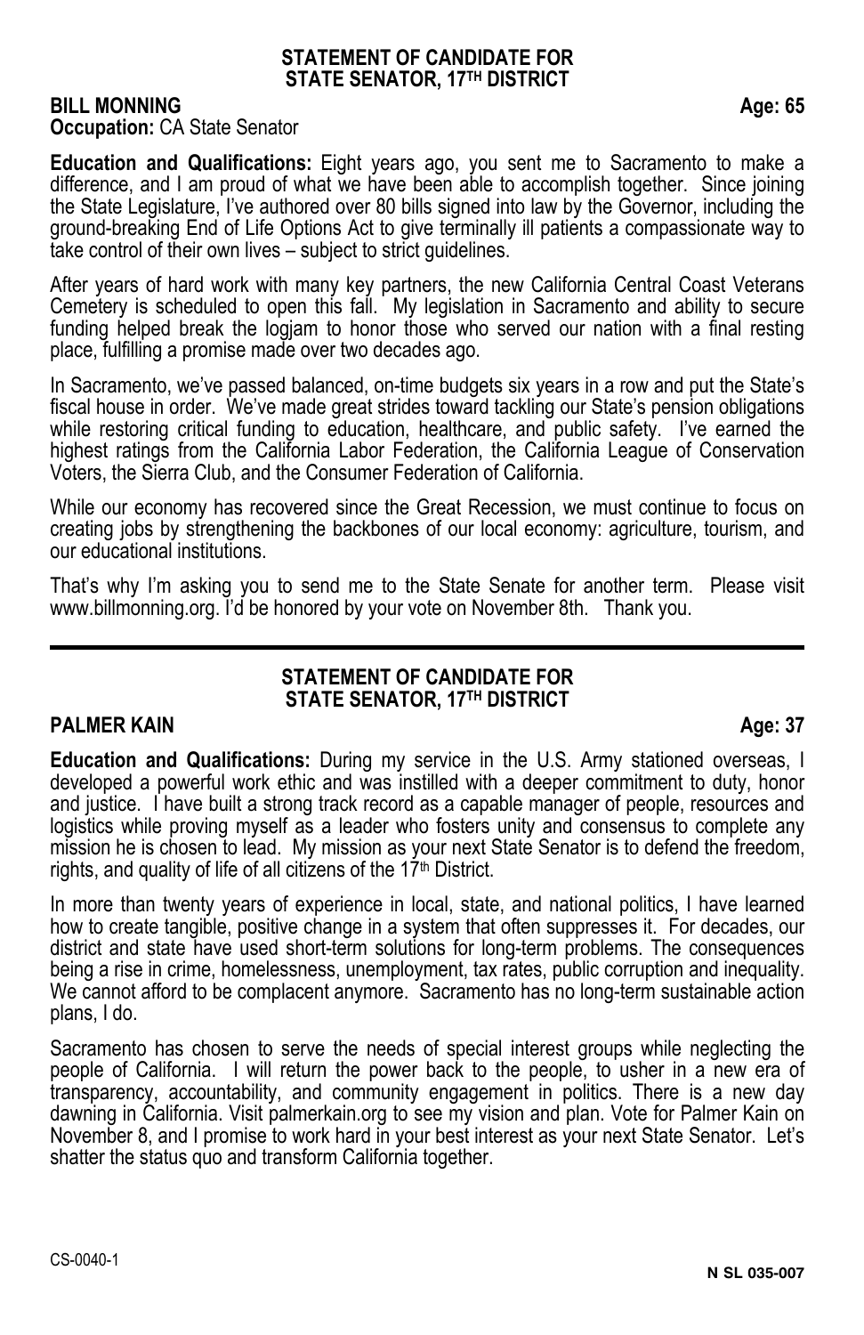## STATEMENT OF CANDIDATE FOR STATE SENATOR, 17TH DISTRICT

**BILL MONNING** **Age: 65**

**Occupation:** CA State Senator

**Education and Qualifications:** Eight years ago, you sent me to Sacramento to make a difference, and I am proud of what we have been able to accomplish together. Since joining the State Legislature, I've authored over 80 bills signed into law by the Governor, including the ground-breaking End of Life Options Act to give terminally ill patients a compassionate way to take control of their own lives – subject to strict guidelines.

After years of hard work with many key partners, the new California Central Coast Veterans Cemetery is scheduled to open this fall. My legislation in Sacramento and ability to secure funding helped break the logjam to honor those who served our nation with a final resting place, fulfilling a promise made over two decades ago.

In Sacramento, we've passed balanced, on-time budgets six years in a row and put the State's fiscal house in order. We've made great strides toward tackling our State's pension obligations while restoring critical funding to education, healthcare, and public safety. I've earned the highest ratings from the California Labor Federation, the California League of Conservation Voters, the Sierra Club, and the Consumer Federation of California.

While our economy has recovered since the Great Recession, we must continue to focus on creating jobs by strengthening the backbones of our local economy: agriculture, tourism, and our educational institutions.

That's why I'm asking you to send me to the State Senate for another term. Please visit www.billmonning.org. I'd be honored by your vote on November 8th. Thank you.

---

## STATEMENT OF CANDIDATE FOR STATE SENATOR, 17TH DISTRICT

**PALMER KAIN** **Age: 37**

**Education and Qualifications:** During my service in the U.S. Army stationed overseas, I developed a powerful work ethic and was instilled with a deeper commitment to duty, honor and justice. I have built a strong track record as a capable manager of people, resources and logistics while proving myself as a leader who fosters unity and consensus to complete any mission he is chosen to lead. My mission as your next State Senator is to defend the freedom, rights, and quality of life of all citizens of the 17th District.

In more than twenty years of experience in local, state, and national politics, I have learned how to create tangible, positive change in a system that often suppresses it. For decades, our district and state have used short-term solutions for long-term problems. The consequences being a rise in crime, homelessness, unemployment, tax rates, public corruption and inequality. We cannot afford to be complacent anymore. Sacramento has no long-term sustainable action plans, I do.

Sacramento has chosen to serve the needs of special interest groups while neglecting the people of California. I will return the power back to the people, to usher in a new era of transparency, accountability, and community engagement in politics. There is a new day dawning in California. Visit palmerkain.org to see my vision and plan. Vote for Palmer Kain on November 8, and I promise to work hard in your best interest as your next State Senator. Let's shatter the status quo and transform California together.

CS-0040-1

N SL 035-007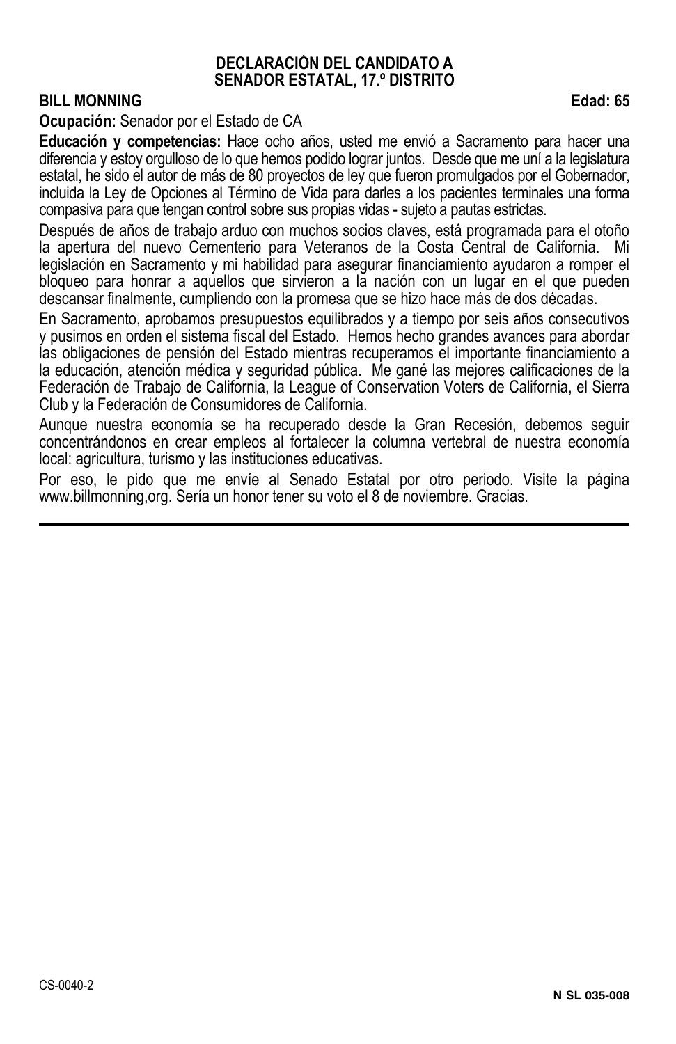**DECLARACIÓN DEL CANDIDATO A**
**SENADOR ESTATAL, 17.º DISTRITO**

**BILL MONNING** **Edad: 65**

**Ocupación:** Senador por el Estado de CA

**Educación y competencias:** Hace ocho años, usted me envió a Sacramento para hacer una diferencia y estoy orgulloso de lo que hemos podido lograr juntos. Desde que me uní a la legislatura estatal, he sido el autor de más de 80 proyectos de ley que fueron promulgados por el Gobernador, incluida la Ley de Opciones al Término de Vida para darles a los pacientes terminales una forma compasiva para que tengan control sobre sus propias vidas - sujeto a pautas estrictas.

Después de años de trabajo arduo con muchos socios claves, está programada para el otoño la apertura del nuevo Cementerio para Veteranos de la Costa Central de California. Mi legislación en Sacramento y mi habilidad para asegurar financiamiento ayudaron a romper el bloqueo para honrar a aquellos que sirvieron a la nación con un lugar en el que pueden descansar finalmente, cumpliendo con la promesa que se hizo hace más de dos décadas.

En Sacramento, aprobamos presupuestos equilibrados y a tiempo por seis años consecutivos y pusimos en orden el sistema fiscal del Estado. Hemos hecho grandes avances para abordar las obligaciones de pensión del Estado mientras recuperamos el importante financiamiento a la educación, atención médica y seguridad pública. Me gané las mejores calificaciones de la Federación de Trabajo de California, la League of Conservation Voters de California, el Sierra Club y la Federación de Consumidores de California.

Aunque nuestra economía se ha recuperado desde la Gran Recesión, debemos seguir concentrándonos en crear empleos al fortalecer la columna vertebral de nuestra economía local: agricultura, turismo y las instituciones educativas.

Por eso, le pido que me envíe al Senado Estatal por otro periodo. Visite la página www.billmonning,org. Sería un honor tener su voto el 8 de noviembre. Gracias.

CS-0040-2

N SL 035-008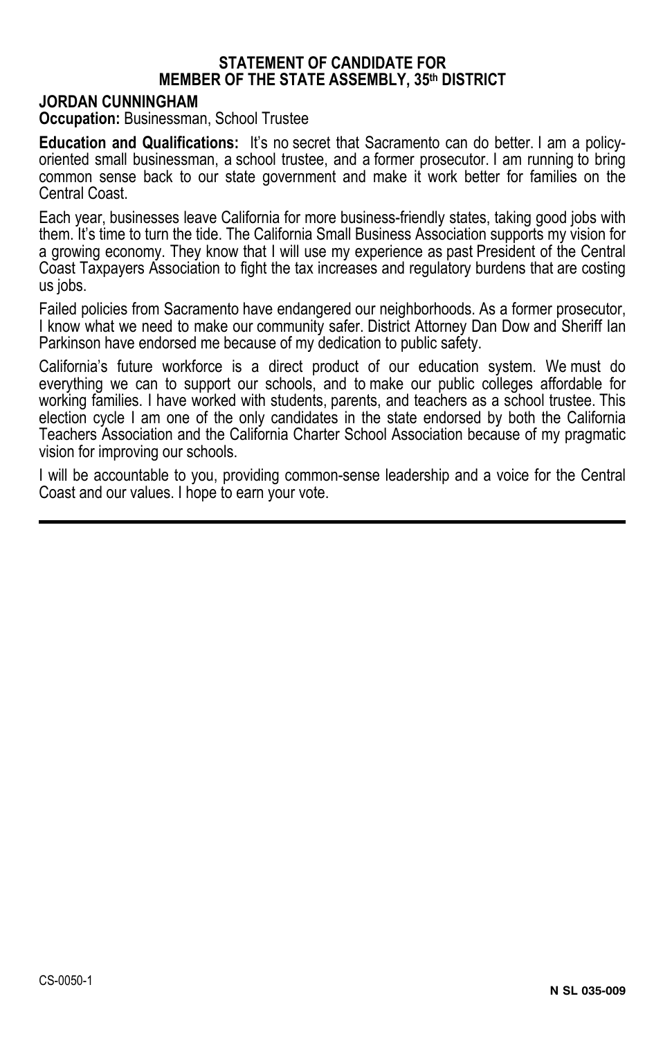## STATEMENT OF CANDIDATE FOR MEMBER OF THE STATE ASSEMBLY, 35th DISTRICT

**JORDAN CUNNINGHAM**

**Occupation:** Businessman, School Trustee

**Education and Qualifications:** It's no secret that Sacramento can do better. I am a policy-oriented small businessman, a school trustee, and a former prosecutor. I am running to bring common sense back to our state government and make it work better for families on the Central Coast.

Each year, businesses leave California for more business-friendly states, taking good jobs with them. It's time to turn the tide. The California Small Business Association supports my vision for a growing economy. They know that I will use my experience as past President of the Central Coast Taxpayers Association to fight the tax increases and regulatory burdens that are costing us jobs.

Failed policies from Sacramento have endangered our neighborhoods. As a former prosecutor, I know what we need to make our community safer. District Attorney Dan Dow and Sheriff Ian Parkinson have endorsed me because of my dedication to public safety.

California's future workforce is a direct product of our education system. We must do everything we can to support our schools, and to make our public colleges affordable for working families. I have worked with students, parents, and teachers as a school trustee. This election cycle I am one of the only candidates in the state endorsed by both the California Teachers Association and the California Charter School Association because of my pragmatic vision for improving our schools.

I will be accountable to you, providing common-sense leadership and a voice for the Central Coast and our values. I hope to earn your vote.

CS-0050-1

**N SL 035-009**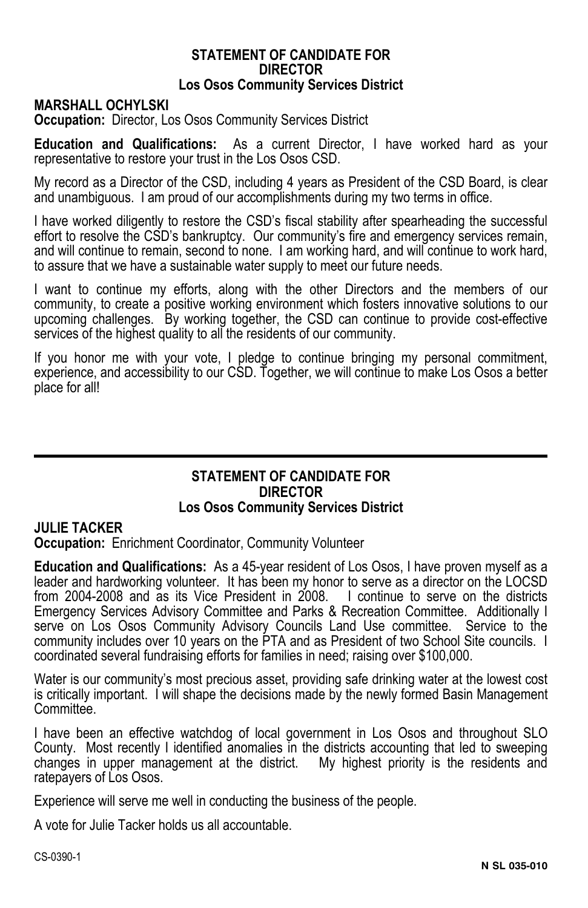**STATEMENT OF CANDIDATE FOR**
**DIRECTOR**
**Los Osos Community Services District**

**MARSHALL OCHYLSKI**
**Occupation:** Director, Los Osos Community Services District

**Education and Qualifications:** As a current Director, I have worked hard as your representative to restore your trust in the Los Osos CSD.

My record as a Director of the CSD, including 4 years as President of the CSD Board, is clear and unambiguous. I am proud of our accomplishments during my two terms in office.

I have worked diligently to restore the CSD's fiscal stability after spearheading the successful effort to resolve the CSD's bankruptcy. Our community's fire and emergency services remain, and will continue to remain, second to none. I am working hard, and will continue to work hard, to assure that we have a sustainable water supply to meet our future needs.

I want to continue my efforts, along with the other Directors and the members of our community, to create a positive working environment which fosters innovative solutions to our upcoming challenges. By working together, the CSD can continue to provide cost-effective services of the highest quality to all the residents of our community.

If you honor me with your vote, I pledge to continue bringing my personal commitment, experience, and accessibility to our CSD. Together, we will continue to make Los Osos a better place for all!

---

**STATEMENT OF CANDIDATE FOR**
**DIRECTOR**
**Los Osos Community Services District**

**JULIE TACKER**
**Occupation:** Enrichment Coordinator, Community Volunteer

**Education and Qualifications:** As a 45-year resident of Los Osos, I have proven myself as a leader and hardworking volunteer. It has been my honor to serve as a director on the LOCSD from 2004-2008 and as its Vice President in 2008. I continue to serve on the districts Emergency Services Advisory Committee and Parks & Recreation Committee. Additionally I serve on Los Osos Community Advisory Councils Land Use committee. Service to the community includes over 10 years on the PTA and as President of two School Site councils. I coordinated several fundraising efforts for families in need; raising over $100,000.

Water is our community's most precious asset, providing safe drinking water at the lowest cost is critically important. I will shape the decisions made by the newly formed Basin Management Committee.

I have been an effective watchdog of local government in Los Osos and throughout SLO County. Most recently I identified anomalies in the districts accounting that led to sweeping changes in upper management at the district. My highest priority is the residents and ratepayers of Los Osos.

Experience will serve me well in conducting the business of the people.

A vote for Julie Tacker holds us all accountable.

CS-0390-1

N SL 035-010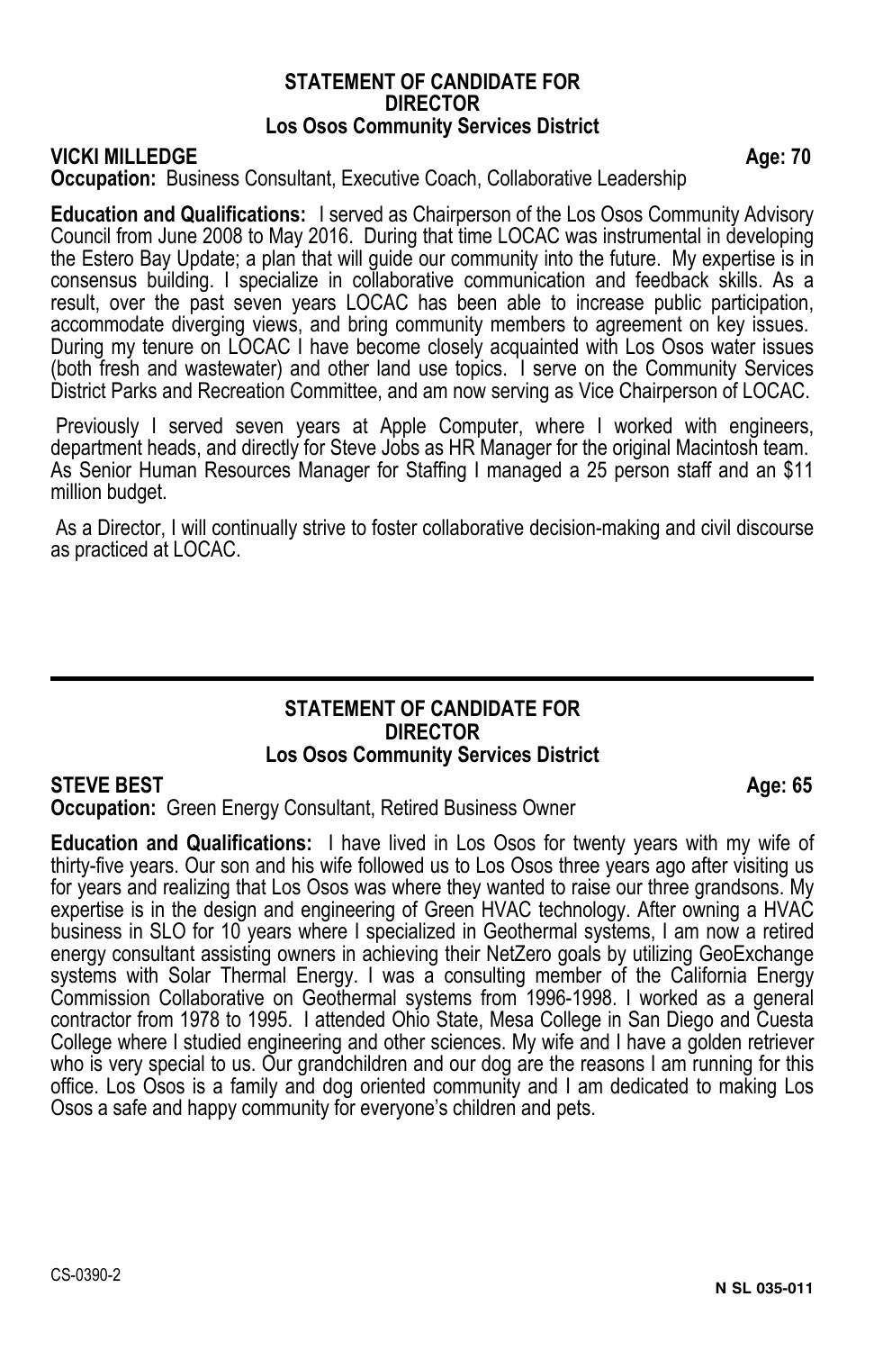## STATEMENT OF CANDIDATE FOR DIRECTOR
### Los Osos Community Services District

**VICKI MILLEDGE** **Age: 70**

**Occupation:** Business Consultant, Executive Coach, Collaborative Leadership

**Education and Qualifications:** I served as Chairperson of the Los Osos Community Advisory Council from June 2008 to May 2016. During that time LOCAC was instrumental in developing the Estero Bay Update; a plan that will guide our community into the future. My expertise is in consensus building. I specialize in collaborative communication and feedback skills. As a result, over the past seven years LOCAC has been able to increase public participation, accommodate diverging views, and bring community members to agreement on key issues. During my tenure on LOCAC I have become closely acquainted with Los Osos water issues (both fresh and wastewater) and other land use topics. I serve on the Community Services District Parks and Recreation Committee, and am now serving as Vice Chairperson of LOCAC.

Previously I served seven years at Apple Computer, where I worked with engineers, department heads, and directly for Steve Jobs as HR Manager for the original Macintosh team. As Senior Human Resources Manager for Staffing I managed a 25 person staff and an $11 million budget.

As a Director, I will continually strive to foster collaborative decision-making and civil discourse as practiced at LOCAC.

---

## STATEMENT OF CANDIDATE FOR DIRECTOR
### Los Osos Community Services District

**STEVE BEST** **Age: 65**

**Occupation:** Green Energy Consultant, Retired Business Owner

**Education and Qualifications:** I have lived in Los Osos for twenty years with my wife of thirty-five years. Our son and his wife followed us to Los Osos three years ago after visiting us for years and realizing that Los Osos was where they wanted to raise our three grandsons. My expertise is in the design and engineering of Green HVAC technology. After owning a HVAC business in SLO for 10 years where I specialized in Geothermal systems, I am now a retired energy consultant assisting owners in achieving their NetZero goals by utilizing GeoExchange systems with Solar Thermal Energy. I was a consulting member of the California Energy Commission Collaborative on Geothermal systems from 1996-1998. I worked as a general contractor from 1978 to 1995. I attended Ohio State, Mesa College in San Diego and Cuesta College where I studied engineering and other sciences. My wife and I have a golden retriever who is very special to us. Our grandchildren and our dog are the reasons I am running for this office. Los Osos is a family and dog oriented community and I am dedicated to making Los Osos a safe and happy community for everyone's children and pets.

CS-0390-2

**N SL 035-011**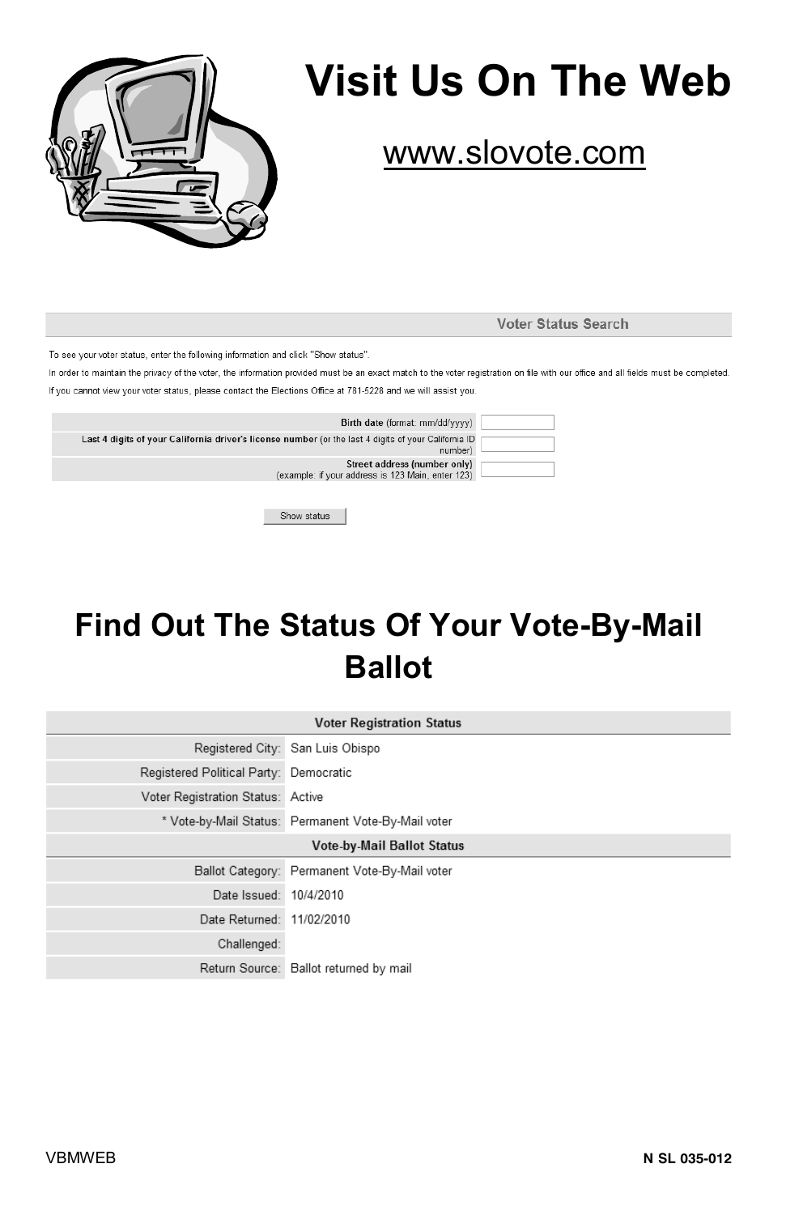# Visit Us On The Web

www.slovote.com

| Voter Status Search |
|---|

To see your voter status, enter the following information and click "Show status".

In order to maintain the privacy of the voter, the information provided must be an exact match to the voter registration on file with our office and all fields must be completed.

If you cannot view your voter status, please contact the Elections Office at 781-5228 and we will assist you.

| | |
|---|---|
| **Birth date** (format: mm/dd/yyyy) | |
| **Last 4 digits of your California driver's license number** (or the last 4 digits of your California ID number) | |
| **Street address (number only)** (example: if your address is 123 Main, enter 123) | |

Show status

# Find Out The Status Of Your Vote-By-Mail Ballot

| **Voter Registration Status** | |
|---|---|
| Registered City: | San Luis Obispo |
| Registered Political Party: | Democratic |
| Voter Registration Status: | Active |
| * Vote-by-Mail Status: | Permanent Vote-By-Mail voter |
| **Vote-by-Mail Ballot Status** | |
| Ballot Category: | Permanent Vote-By-Mail voter |
| Date Issued: | 10/4/2010 |
| Date Returned: | 11/02/2010 |
| Challenged: | |
| Return Source: | Ballot returned by mail |

VBMWEB

**N SL 035-012**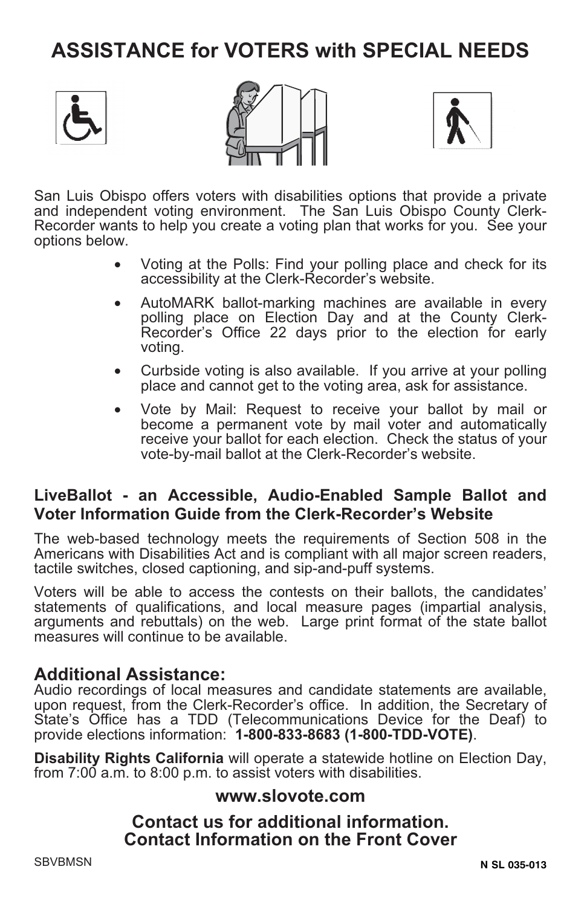# ASSISTANCE for VOTERS with SPECIAL NEEDS

San Luis Obispo offers voters with disabilities options that provide a private and independent voting environment. The San Luis Obispo County Clerk-Recorder wants to help you create a voting plan that works for you. See your options below.

- Voting at the Polls: Find your polling place and check for its accessibility at the Clerk-Recorder's website.
- AutoMARK ballot-marking machines are available in every polling place on Election Day and at the County Clerk-Recorder's Office 22 days prior to the election for early voting.
- Curbside voting is also available. If you arrive at your polling place and cannot get to the voting area, ask for assistance.
- Vote by Mail: Request to receive your ballot by mail or become a permanent vote by mail voter and automatically receive your ballot for each election. Check the status of your vote-by-mail ballot at the Clerk-Recorder's website.

**LiveBallot - an Accessible, Audio-Enabled Sample Ballot and Voter Information Guide from the Clerk-Recorder's Website**

The web-based technology meets the requirements of Section 508 in the Americans with Disabilities Act and is compliant with all major screen readers, tactile switches, closed captioning, and sip-and-puff systems.

Voters will be able to access the contests on their ballots, the candidates' statements of qualifications, and local measure pages (impartial analysis, arguments and rebuttals) on the web. Large print format of the state ballot measures will continue to be available.

## Additional Assistance:

Audio recordings of local measures and candidate statements are available, upon request, from the Clerk-Recorder's office. In addition, the Secretary of State's Office has a TDD (Telecommunications Device for the Deaf) to provide elections information: **1-800-833-8683 (1-800-TDD-VOTE)**.

**Disability Rights California** will operate a statewide hotline on Election Day, from 7:00 a.m. to 8:00 p.m. to assist voters with disabilities.

**www.slovote.com**

**Contact us for additional information.**
**Contact Information on the Front Cover**

SBVBMSN

N SL 035-013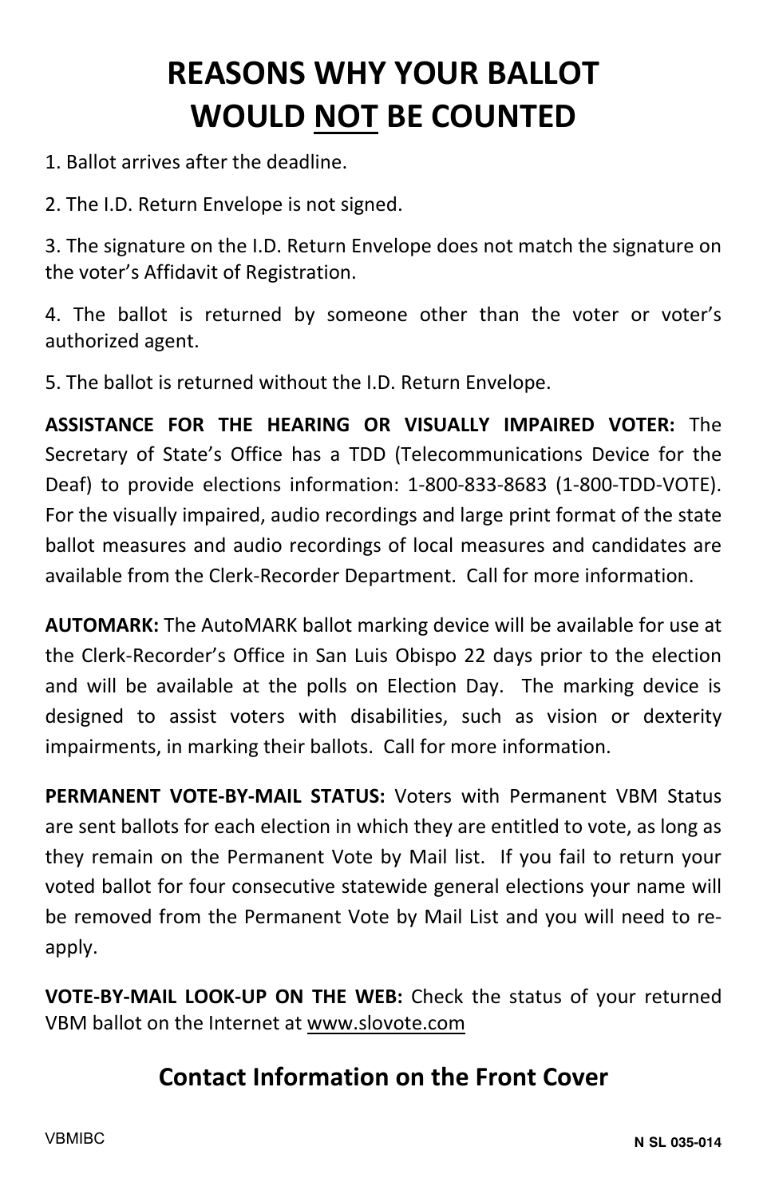# REASONS WHY YOUR BALLOT WOULD NOT BE COUNTED

1. Ballot arrives after the deadline.

2. The I.D. Return Envelope is not signed.

3. The signature on the I.D. Return Envelope does not match the signature on the voter's Affidavit of Registration.

4. The ballot is returned by someone other than the voter or voter's authorized agent.

5. The ballot is returned without the I.D. Return Envelope.

**ASSISTANCE FOR THE HEARING OR VISUALLY IMPAIRED VOTER:** The Secretary of State's Office has a TDD (Telecommunications Device for the Deaf) to provide elections information: 1-800-833-8683 (1-800-TDD-VOTE). For the visually impaired, audio recordings and large print format of the state ballot measures and audio recordings of local measures and candidates are available from the Clerk-Recorder Department. Call for more information.

**AUTOMARK:** The AutoMARK ballot marking device will be available for use at the Clerk-Recorder's Office in San Luis Obispo 22 days prior to the election and will be available at the polls on Election Day. The marking device is designed to assist voters with disabilities, such as vision or dexterity impairments, in marking their ballots. Call for more information.

**PERMANENT VOTE-BY-MAIL STATUS:** Voters with Permanent VBM Status are sent ballots for each election in which they are entitled to vote, as long as they remain on the Permanent Vote by Mail list. If you fail to return your voted ballot for four consecutive statewide general elections your name will be removed from the Permanent Vote by Mail List and you will need to re-apply.

**VOTE-BY-MAIL LOOK-UP ON THE WEB:** Check the status of your returned VBM ballot on the Internet at www.slovote.com

## Contact Information on the Front Cover

VBMIBC

N SL 035-014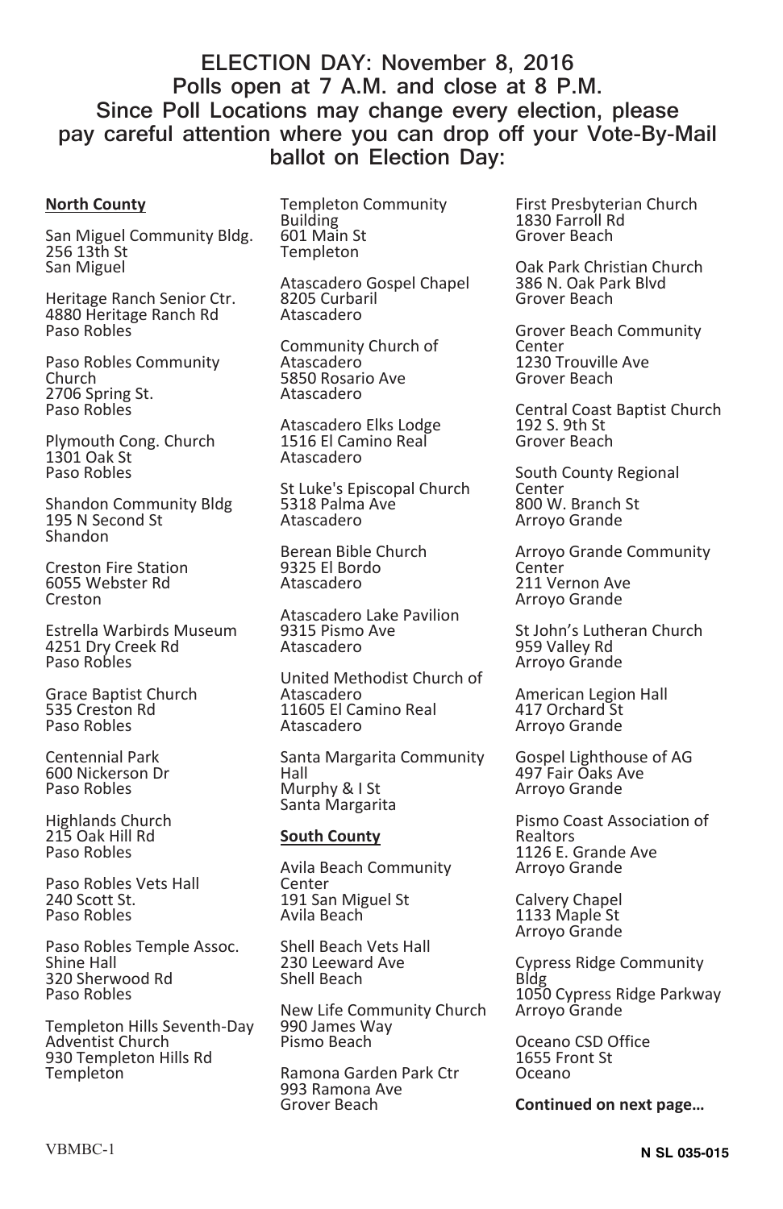# ELECTION DAY: November 8, 2016
## Polls open at 7 A.M. and close at 8 P.M.
## Since Poll Locations may change every election, please pay careful attention where you can drop off your Vote-By-Mail ballot on Election Day:

**North County**

San Miguel Community Bldg.
256 13th St
San Miguel

Heritage Ranch Senior Ctr.
4880 Heritage Ranch Rd
Paso Robles

Paso Robles Community Church
2706 Spring St.
Paso Robles

Plymouth Cong. Church
1301 Oak St
Paso Robles

Shandon Community Bldg
195 N Second St
Shandon

Creston Fire Station
6055 Webster Rd
Creston

Estrella Warbirds Museum
4251 Dry Creek Rd
Paso Robles

Grace Baptist Church
535 Creston Rd
Paso Robles

Centennial Park
600 Nickerson Dr
Paso Robles

Highlands Church
215 Oak Hill Rd
Paso Robles

Paso Robles Vets Hall
240 Scott St.
Paso Robles

Paso Robles Temple Assoc. Shine Hall
320 Sherwood Rd
Paso Robles

Templeton Hills Seventh-Day Adventist Church
930 Templeton Hills Rd
Templeton

Templeton Community Building
601 Main St
Templeton

Atascadero Gospel Chapel
8205 Curbaril
Atascadero

Community Church of Atascadero
5850 Rosario Ave
Atascadero

Atascadero Elks Lodge
1516 El Camino Real
Atascadero

St Luke's Episcopal Church
5318 Palma Ave
Atascadero

Berean Bible Church
9325 El Bordo
Atascadero

Atascadero Lake Pavilion
9315 Pismo Ave
Atascadero

United Methodist Church of Atascadero
11605 El Camino Real
Atascadero

Santa Margarita Community Hall
Murphy & I St
Santa Margarita

**South County**

Avila Beach Community Center
191 San Miguel St
Avila Beach

Shell Beach Vets Hall
230 Leeward Ave
Shell Beach

New Life Community Church
990 James Way
Pismo Beach

Ramona Garden Park Ctr
993 Ramona Ave
Grover Beach

First Presbyterian Church
1830 Farroll Rd
Grover Beach

Oak Park Christian Church
386 N. Oak Park Blvd
Grover Beach

Grover Beach Community Center
1230 Trouville Ave
Grover Beach

Central Coast Baptist Church
192 S. 9th St
Grover Beach

South County Regional Center
800 W. Branch St
Arroyo Grande

Arroyo Grande Community Center
211 Vernon Ave
Arroyo Grande

St John's Lutheran Church
959 Valley Rd
Arroyo Grande

American Legion Hall
417 Orchard St
Arroyo Grande

Gospel Lighthouse of AG
497 Fair Oaks Ave
Arroyo Grande

Pismo Coast Association of Realtors
1126 E. Grande Ave
Arroyo Grande

Calvery Chapel
1133 Maple St
Arroyo Grande

Cypress Ridge Community Bldg
1050 Cypress Ridge Parkway
Arroyo Grande

Oceano CSD Office
1655 Front St
Oceano

**Continued on next page…**

VBMBC-1

**N SL 035-015**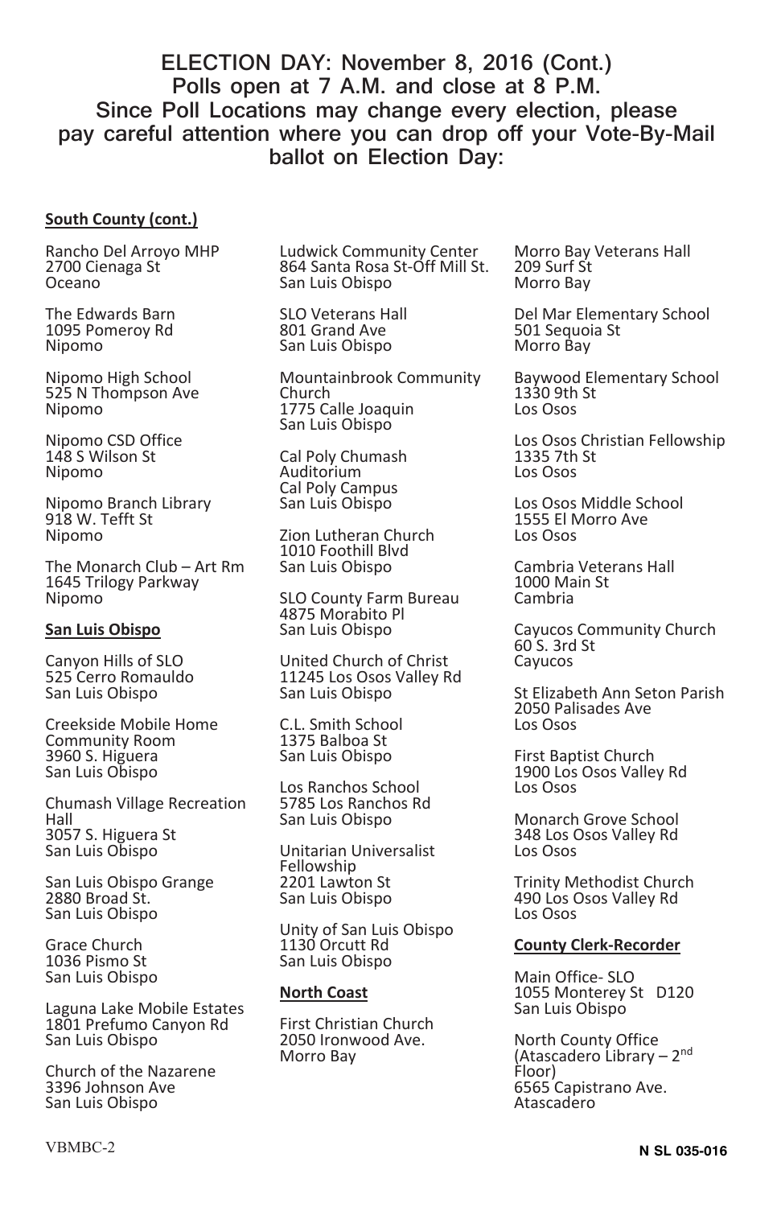# ELECTION DAY: November 8, 2016 (Cont.)
## Polls open at 7 A.M. and close at 8 P.M.
## Since Poll Locations may change every election, please pay careful attention where you can drop off your Vote-By-Mail ballot on Election Day:

**South County (cont.)**

Rancho Del Arroyo MHP
2700 Cienaga St
Oceano

The Edwards Barn
1095 Pomeroy Rd
Nipomo

Nipomo High School
525 N Thompson Ave
Nipomo

Nipomo CSD Office
148 S Wilson St
Nipomo

Nipomo Branch Library
918 W. Tefft St
Nipomo

The Monarch Club – Art Rm
1645 Trilogy Parkway
Nipomo

**San Luis Obispo**

Canyon Hills of SLO
525 Cerro Romauldo
San Luis Obispo

Creekside Mobile Home Community Room
3960 S. Higuera
San Luis Obispo

Chumash Village Recreation Hall
3057 S. Higuera St
San Luis Obispo

San Luis Obispo Grange
2880 Broad St.
San Luis Obispo

Grace Church
1036 Pismo St
San Luis Obispo

Laguna Lake Mobile Estates
1801 Prefumo Canyon Rd
San Luis Obispo

Church of the Nazarene
3396 Johnson Ave
San Luis Obispo

Ludwick Community Center
864 Santa Rosa St-Off Mill St.
San Luis Obispo

SLO Veterans Hall
801 Grand Ave
San Luis Obispo

Mountainbrook Community Church
1775 Calle Joaquin
San Luis Obispo

Cal Poly Chumash Auditorium
Cal Poly Campus
San Luis Obispo

Zion Lutheran Church
1010 Foothill Blvd
San Luis Obispo

SLO County Farm Bureau
4875 Morabito Pl
San Luis Obispo

United Church of Christ
11245 Los Osos Valley Rd
San Luis Obispo

C.L. Smith School
1375 Balboa St
San Luis Obispo

Los Ranchos School
5785 Los Ranchos Rd
San Luis Obispo

Unitarian Universalist Fellowship
2201 Lawton St
San Luis Obispo

Unity of San Luis Obispo
1130 Orcutt Rd
San Luis Obispo

**North Coast**

First Christian Church
2050 Ironwood Ave.
Morro Bay

Morro Bay Veterans Hall
209 Surf St
Morro Bay

Del Mar Elementary School
501 Sequoia St
Morro Bay

Baywood Elementary School
1330 9th St
Los Osos

Los Osos Christian Fellowship
1335 7th St
Los Osos

Los Osos Middle School
1555 El Morro Ave
Los Osos

Cambria Veterans Hall
1000 Main St
Cambria

Cayucos Community Church
60 S. 3rd St
Cayucos

St Elizabeth Ann Seton Parish
2050 Palisades Ave
Los Osos

First Baptist Church
1900 Los Osos Valley Rd
Los Osos

Monarch Grove School
348 Los Osos Valley Rd
Los Osos

Trinity Methodist Church
490 Los Osos Valley Rd
Los Osos

**County Clerk-Recorder**

Main Office- SLO
1055 Monterey St D120
San Luis Obispo

North County Office
(Atascadero Library – 2nd Floor)
6565 Capistrano Ave.
Atascadero

VBMBC-2

N SL 035-016